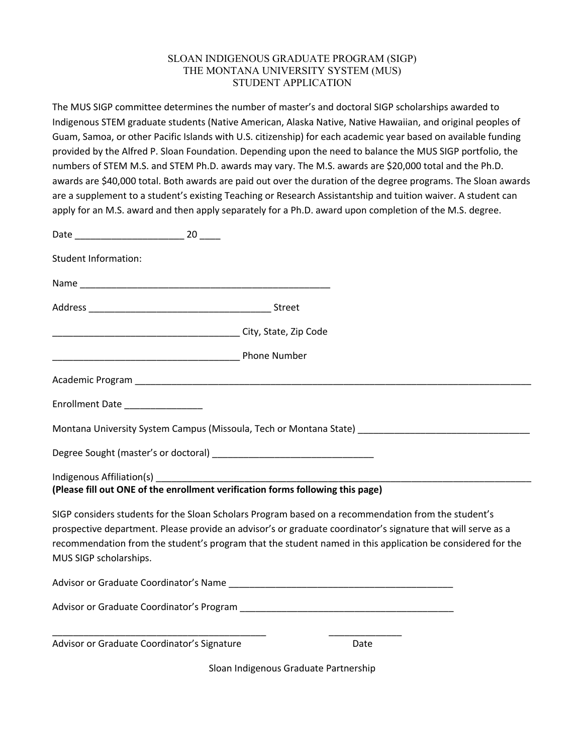# SLOAN INDIGENOUS GRADUATE PROGRAM (SIGP)
# THE MONTANA UNIVERSITY SYSTEM (MUS)
# STUDENT APPLICATION

The MUS SIGP committee determines the number of master's and doctoral SIGP scholarships awarded to Indigenous STEM graduate students (Native American, Alaska Native, Native Hawaiian, and original peoples of Guam, Samoa, or other Pacific Islands with U.S. citizenship) for each academic year based on available funding provided by the Alfred P. Sloan Foundation. Depending upon the need to balance the MUS SIGP portfolio, the numbers of STEM M.S. and STEM Ph.D. awards may vary. The M.S. awards are $20,000 total and the Ph.D. awards are $40,000 total. Both awards are paid out over the duration of the degree programs. The Sloan awards are a supplement to a student's existing Teaching or Research Assistantship and tuition waiver. A student can apply for an M.S. award and then apply separately for a Ph.D. award upon completion of the M.S. degree.

Date ______________________ 20 ____

Student Information:

Name __________________________________________________

Address ____________________________________ Street

_____________________________________ City, State, Zip Code

_____________________________________ Phone Number

Academic Program ________________________________________________________________________________

Enrollment Date ________________

Montana University System Campus (Missoula, Tech or Montana State) __________________________________

Degree Sought (master's or doctoral) ________________________________

Indigenous Affiliation(s) ________________________________________________________________________________

**(Please fill out ONE of the enrollment verification forms following this page)**

SIGP considers students for the Sloan Scholars Program based on a recommendation from the student's prospective department. Please provide an advisor's or graduate coordinator's signature that will serve as a recommendation from the student's program that the student named in this application be considered for the MUS SIGP scholarships.

Advisor or Graduate Coordinator's Name ____________________________________________

Advisor or Graduate Coordinator's Program __________________________________________

___________________________________________ ______________

Advisor or Graduate Coordinator's Signature Date

Sloan Indigenous Graduate Partnership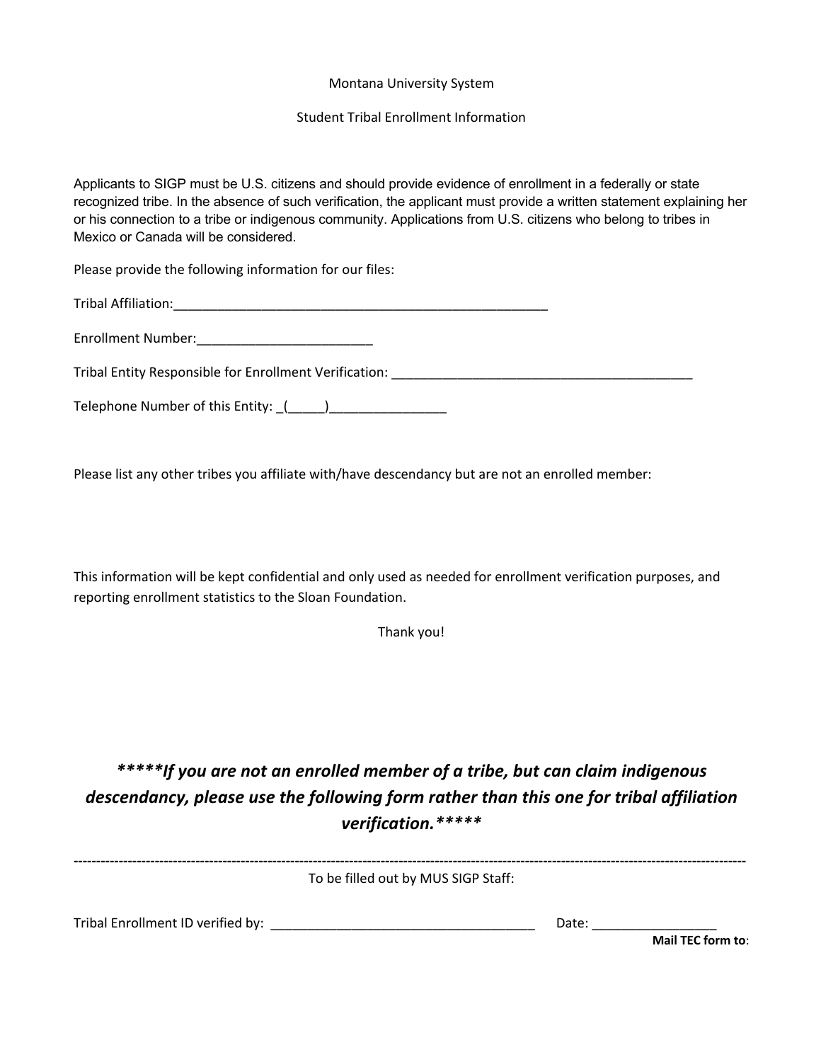Montana University System

Student Tribal Enrollment Information

Applicants to SIGP must be U.S. citizens and should provide evidence of enrollment in a federally or state recognized tribe. In the absence of such verification, the applicant must provide a written statement explaining her or his connection to a tribe or indigenous community. Applications from U.S. citizens who belong to tribes in Mexico or Canada will be considered.

Please provide the following information for our files:

Tribal Affiliation:_____________________________________________________

Enrollment Number:________________________

Tribal Entity Responsible for Enrollment Verification: __________________________________________

Telephone Number of this Entity: _(_____)________________

Please list any other tribes you affiliate with/have descendancy but are not an enrolled member:

This information will be kept confidential and only used as needed for enrollment verification purposes, and reporting enrollment statistics to the Sloan Foundation.

Thank you!

***\*\*\*\*\*If you are not an enrolled member of a tribe, but can claim indigenous descendancy, please use the following form rather than this one for tribal affiliation verification.\*\*\*\*\****

---

To be filled out by MUS SIGP Staff:

Tribal Enrollment ID verified by: ____________________________________ Date: _________________

**Mail TEC form to**: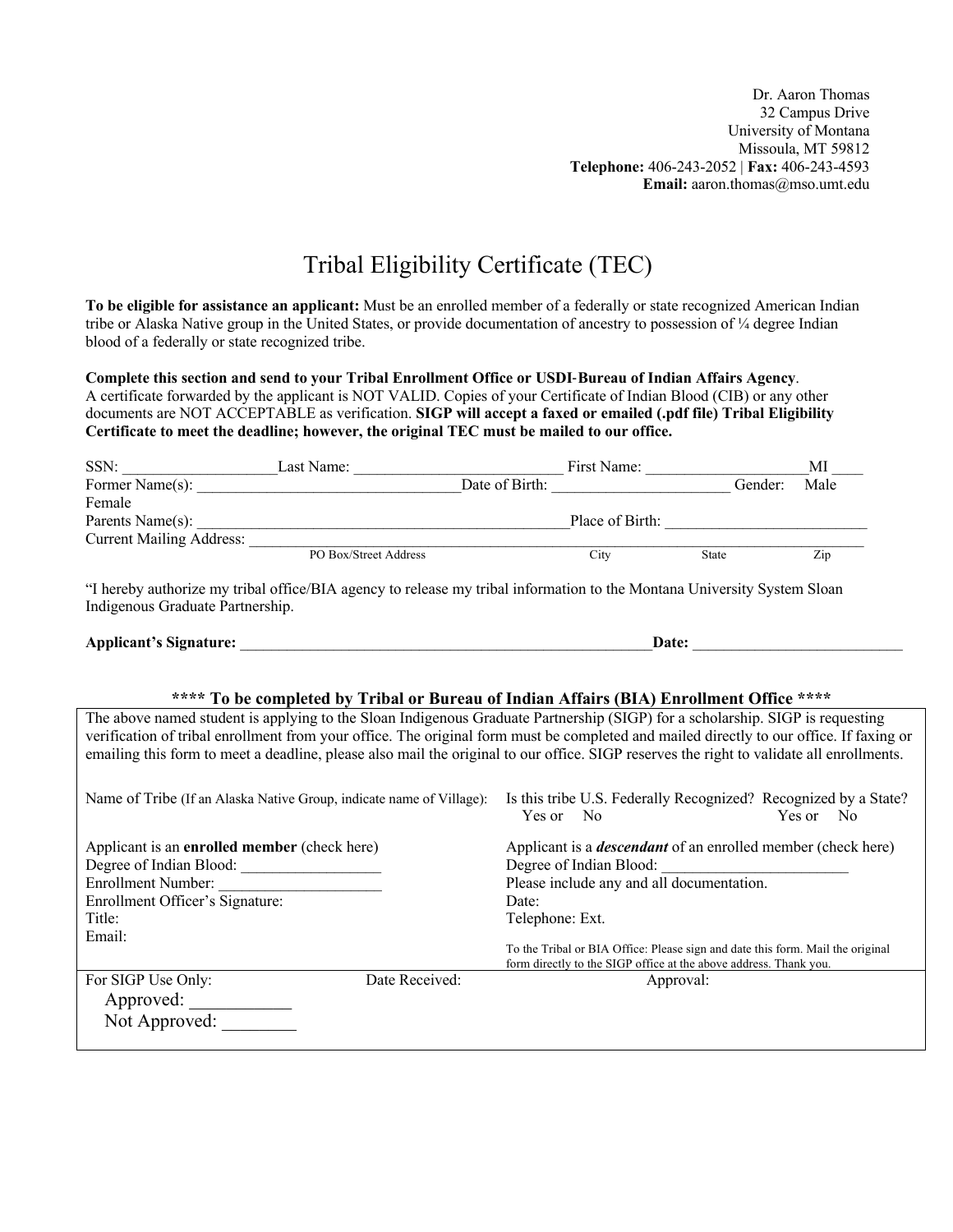Dr. Aaron Thomas
32 Campus Drive
University of Montana
Missoula, MT 59812
**Telephone:** 406-243-2052 | **Fax:** 406-243-4593
**Email:** aaron.thomas@mso.umt.edu

# Tribal Eligibility Certificate (TEC)

**To be eligible for assistance an applicant:** Must be an enrolled member of a federally or state recognized American Indian tribe or Alaska Native group in the United States, or provide documentation of ancestry to possession of ¼ degree Indian blood of a federally or state recognized tribe.

**Complete this section and send to your Tribal Enrollment Office or USDI-Bureau of Indian Affairs Agency**. A certificate forwarded by the applicant is NOT VALID. Copies of your Certificate of Indian Blood (CIB) or any other documents are NOT ACCEPTABLE as verification. **SIGP will accept a faxed or emailed (.pdf file) Tribal Eligibility Certificate to meet the deadline; however, the original TEC must be mailed to our office.**

SSN: ___________________ Last Name: ___________________________ First Name: ____________________ MI ____

Former Name(s): _________________________________ Date of Birth: ______________________ Gender: Male Female

Parents Name(s): ________________________________________________ Place of Birth: __________________________

Current Mailing Address: ______________________________________________________________________________

PO Box/Street Address City State Zip

"I hereby authorize my tribal office/BIA agency to release my tribal information to the Montana University System Sloan Indigenous Graduate Partnership.

**Applicant's Signature:** _______________________________________________________ **Date:** ___________________________

### \*\*\*\* To be completed by Tribal or Bureau of Indian Affairs (BIA) Enrollment Office \*\*\*\*

The above named student is applying to the Sloan Indigenous Graduate Partnership (SIGP) for a scholarship. SIGP is requesting verification of tribal enrollment from your office. The original form must be completed and mailed directly to our office. If faxing or emailing this form to meet a deadline, please also mail the original to our office. SIGP reserves the right to validate all enrollments.

Name of Tribe (If an Alaska Native Group, indicate name of Village):

Is this tribe U.S. Federally Recognized? Yes or No

Recognized by a State? Yes or No

Applicant is an **enrolled member** (check here)
Degree of Indian Blood: _________________
Enrollment Number: ____________________
Enrollment Officer's Signature:
Title:
Email:

Applicant is a ***descendant*** of an enrolled member (check here)
Degree of Indian Blood: _______________________
Please include any and all documentation.
Date:
Telephone: Ext.

To the Tribal or BIA Office: Please sign and date this form. Mail the original form directly to the SIGP office at the above address. Thank you.

For SIGP Use Only: Date Received: Approval:

Approved: ___________

Not Approved: ________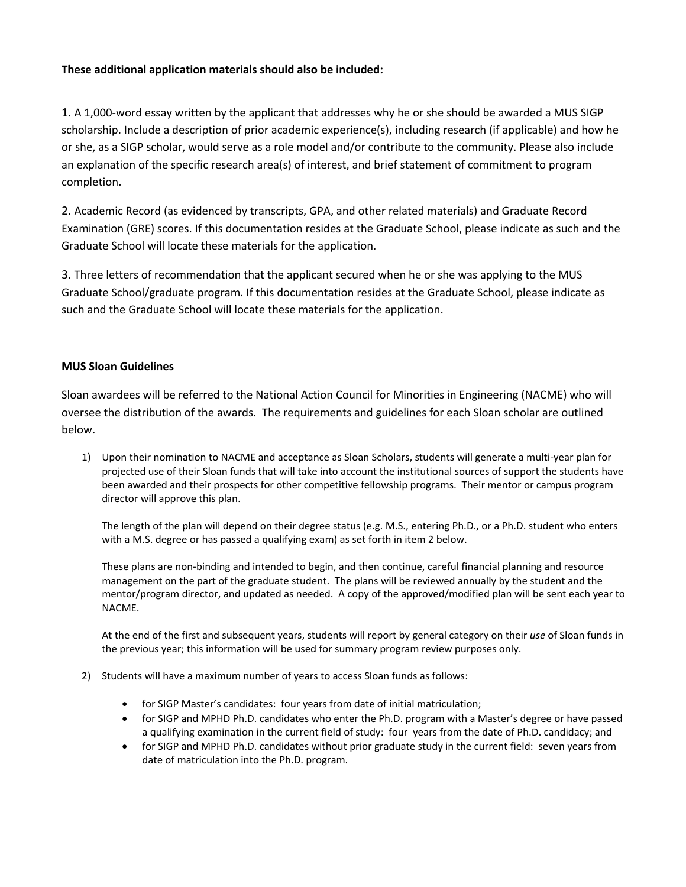**These additional application materials should also be included:**

1. A 1,000-word essay written by the applicant that addresses why he or she should be awarded a MUS SIGP scholarship. Include a description of prior academic experience(s), including research (if applicable) and how he or she, as a SIGP scholar, would serve as a role model and/or contribute to the community. Please also include an explanation of the specific research area(s) of interest, and brief statement of commitment to program completion.

2. Academic Record (as evidenced by transcripts, GPA, and other related materials) and Graduate Record Examination (GRE) scores. If this documentation resides at the Graduate School, please indicate as such and the Graduate School will locate these materials for the application.

3. Three letters of recommendation that the applicant secured when he or she was applying to the MUS Graduate School/graduate program. If this documentation resides at the Graduate School, please indicate as such and the Graduate School will locate these materials for the application.

**MUS Sloan Guidelines**

Sloan awardees will be referred to the National Action Council for Minorities in Engineering (NACME) who will oversee the distribution of the awards. The requirements and guidelines for each Sloan scholar are outlined below.

1) Upon their nomination to NACME and acceptance as Sloan Scholars, students will generate a multi-year plan for projected use of their Sloan funds that will take into account the institutional sources of support the students have been awarded and their prospects for other competitive fellowship programs. Their mentor or campus program director will approve this plan.

   The length of the plan will depend on their degree status (e.g. M.S., entering Ph.D., or a Ph.D. student who enters with a M.S. degree or has passed a qualifying exam) as set forth in item 2 below.

   These plans are non-binding and intended to begin, and then continue, careful financial planning and resource management on the part of the graduate student. The plans will be reviewed annually by the student and the mentor/program director, and updated as needed. A copy of the approved/modified plan will be sent each year to NACME.

   At the end of the first and subsequent years, students will report by general category on their *use* of Sloan funds in the previous year; this information will be used for summary program review purposes only.

2) Students will have a maximum number of years to access Sloan funds as follows:

   - for SIGP Master's candidates: four years from date of initial matriculation;
   - for SIGP and MPHD Ph.D. candidates who enter the Ph.D. program with a Master's degree or have passed a qualifying examination in the current field of study: four years from the date of Ph.D. candidacy; and
   - for SIGP and MPHD Ph.D. candidates without prior graduate study in the current field: seven years from date of matriculation into the Ph.D. program.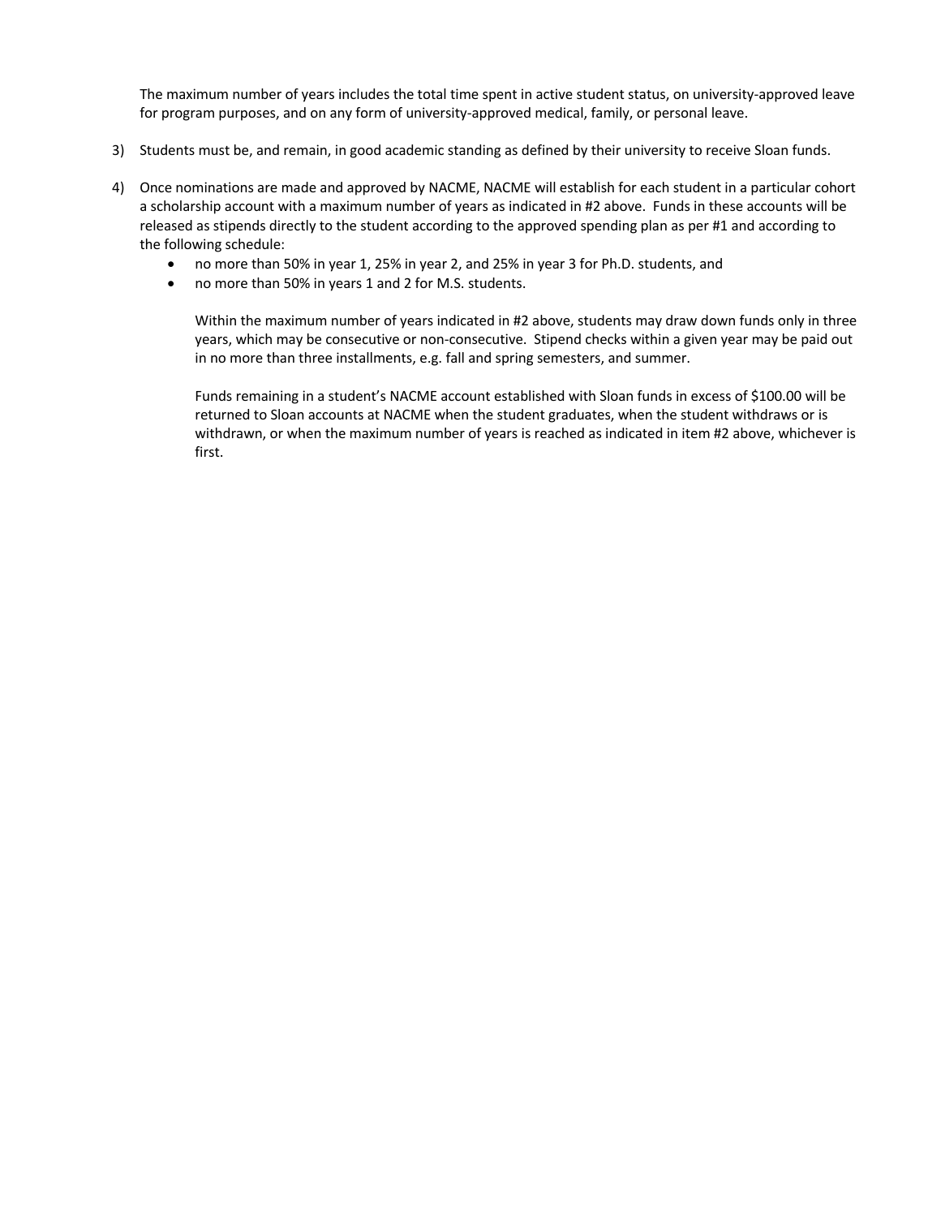The maximum number of years includes the total time spent in active student status, on university-approved leave for program purposes, and on any form of university-approved medical, family, or personal leave.

3) Students must be, and remain, in good academic standing as defined by their university to receive Sloan funds.

4) Once nominations are made and approved by NACME, NACME will establish for each student in a particular cohort a scholarship account with a maximum number of years as indicated in #2 above. Funds in these accounts will be released as stipends directly to the student according to the approved spending plan as per #1 and according to the following schedule:
   - no more than 50% in year 1, 25% in year 2, and 25% in year 3 for Ph.D. students, and
   - no more than 50% in years 1 and 2 for M.S. students.

   Within the maximum number of years indicated in #2 above, students may draw down funds only in three years, which may be consecutive or non-consecutive. Stipend checks within a given year may be paid out in no more than three installments, e.g. fall and spring semesters, and summer.

   Funds remaining in a student's NACME account established with Sloan funds in excess of $100.00 will be returned to Sloan accounts at NACME when the student graduates, when the student withdraws or is withdrawn, or when the maximum number of years is reached as indicated in item #2 above, whichever is first.